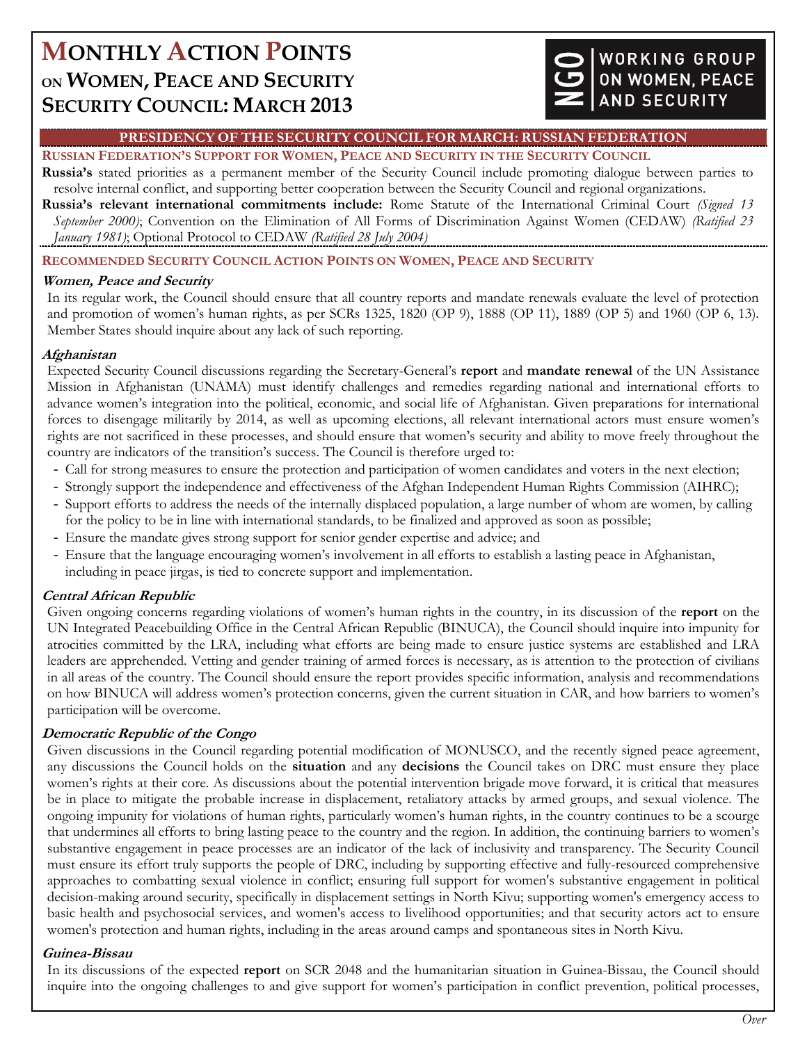# Monthly Action Points on Women, Peace and Security Security Council: March 2013

NGO Working Group on Women, Peace and Security

## Presidency of the Security Council for March: Russian Federation

### Russian Federation's Support for Women, Peace and Security in the Security Council

**Russia's** stated priorities as a permanent member of the Security Council include promoting dialogue between parties to resolve internal conflict, and supporting better cooperation between the Security Council and regional organizations.

**Russia's relevant international commitments include:** Rome Statute of the International Criminal Court *(Signed 13 September 2000)*; Convention on the Elimination of All Forms of Discrimination Against Women (CEDAW) *(Ratified 23 January 1981)*; Optional Protocol to CEDAW *(Ratified 28 July 2004)*

### Recommended Security Council Action Points on Women, Peace and Security

**Women, Peace and Security**

In its regular work, the Council should ensure that all country reports and mandate renewals evaluate the level of protection and promotion of women's human rights, as per SCRs 1325, 1820 (OP 9), 1888 (OP 11), 1889 (OP 5) and 1960 (OP 6, 13). Member States should inquire about any lack of such reporting.

**Afghanistan**

Expected Security Council discussions regarding the Secretary-General's **report** and **mandate renewal** of the UN Assistance Mission in Afghanistan (UNAMA) must identify challenges and remedies regarding national and international efforts to advance women's integration into the political, economic, and social life of Afghanistan. Given preparations for international forces to disengage militarily by 2014, as well as upcoming elections, all relevant international actors must ensure women's rights are not sacrificed in these processes, and should ensure that women's security and ability to move freely throughout the country are indicators of the transition's success. The Council is therefore urged to:

- Call for strong measures to ensure the protection and participation of women candidates and voters in the next election;
- Strongly support the independence and effectiveness of the Afghan Independent Human Rights Commission (AIHRC);
- Support efforts to address the needs of the internally displaced population, a large number of whom are women, by calling for the policy to be in line with international standards, to be finalized and approved as soon as possible;
- Ensure the mandate gives strong support for senior gender expertise and advice; and
- Ensure that the language encouraging women's involvement in all efforts to establish a lasting peace in Afghanistan, including in peace jirgas, is tied to concrete support and implementation.

**Central African Republic**

Given ongoing concerns regarding violations of women's human rights in the country, in its discussion of the **report** on the UN Integrated Peacebuilding Office in the Central African Republic (BINUCA), the Council should inquire into impunity for atrocities committed by the LRA, including what efforts are being made to ensure justice systems are established and LRA leaders are apprehended. Vetting and gender training of armed forces is necessary, as is attention to the protection of civilians in all areas of the country. The Council should ensure the report provides specific information, analysis and recommendations on how BINUCA will address women's protection concerns, given the current situation in CAR, and how barriers to women's participation will be overcome.

**Democratic Republic of the Congo**

Given discussions in the Council regarding potential modification of MONUSCO, and the recently signed peace agreement, any discussions the Council holds on the **situation** and any **decisions** the Council takes on DRC must ensure they place women's rights at their core. As discussions about the potential intervention brigade move forward, it is critical that measures be in place to mitigate the probable increase in displacement, retaliatory attacks by armed groups, and sexual violence. The ongoing impunity for violations of human rights, particularly women's human rights, in the country continues to be a scourge that undermines all efforts to bring lasting peace to the country and the region. In addition, the continuing barriers to women's substantive engagement in peace processes are an indicator of the lack of inclusivity and transparency. The Security Council must ensure its effort truly supports the people of DRC, including by supporting effective and fully-resourced comprehensive approaches to combatting sexual violence in conflict; ensuring full support for women's substantive engagement in political decision-making around security, specifically in displacement settings in North Kivu; supporting women's emergency access to basic health and psychosocial services, and women's access to livelihood opportunities; and that security actors act to ensure women's protection and human rights, including in the areas around camps and spontaneous sites in North Kivu.

**Guinea-Bissau**

In its discussions of the expected **report** on SCR 2048 and the humanitarian situation in Guinea-Bissau, the Council should inquire into the ongoing challenges to and give support for women's participation in conflict prevention, political processes,

*Over*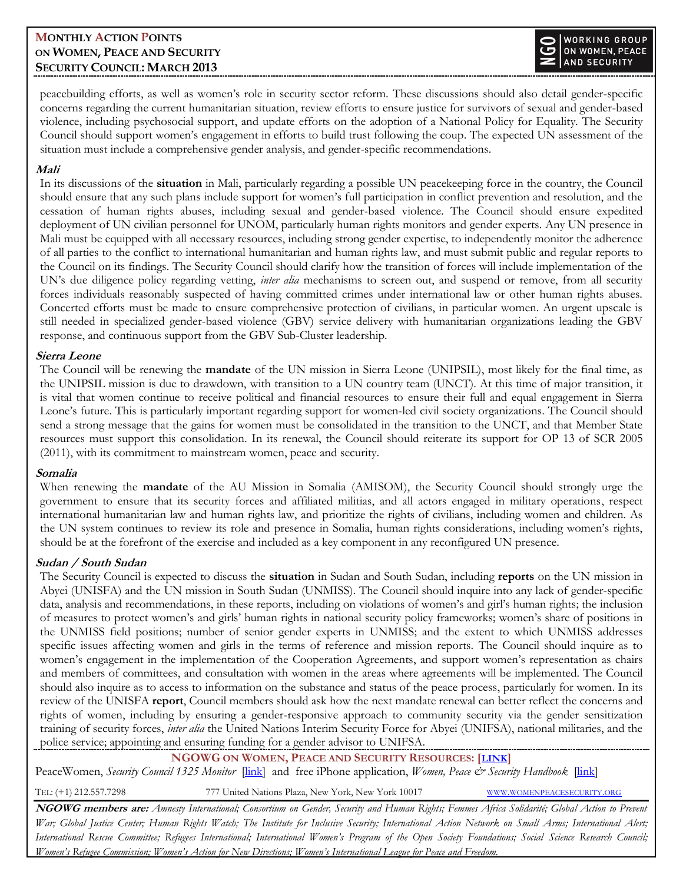peacebuilding efforts, as well as women's role in security sector reform. These discussions should also detail gender-specific concerns regarding the current humanitarian situation, review efforts to ensure justice for survivors of sexual and gender-based violence, including psychosocial support, and update efforts on the adoption of a National Policy for Equality. The Security Council should support women's engagement in efforts to build trust following the coup. The expected UN assessment of the situation must include a comprehensive gender analysis, and gender-specific recommendations.

***Mali***

In its discussions of the **situation** in Mali, particularly regarding a possible UN peacekeeping force in the country, the Council should ensure that any such plans include support for women's full participation in conflict prevention and resolution, and the cessation of human rights abuses, including sexual and gender-based violence. The Council should ensure expedited deployment of UN civilian personnel for UNOM, particularly human rights monitors and gender experts. Any UN presence in Mali must be equipped with all necessary resources, including strong gender expertise, to independently monitor the adherence of all parties to the conflict to international humanitarian and human rights law, and must submit public and regular reports to the Council on its findings. The Security Council should clarify how the transition of forces will include implementation of the UN's due diligence policy regarding vetting, *inter alia* mechanisms to screen out, and suspend or remove, from all security forces individuals reasonably suspected of having committed crimes under international law or other human rights abuses. Concerted efforts must be made to ensure comprehensive protection of civilians, in particular women. An urgent upscale is still needed in specialized gender-based violence (GBV) service delivery with humanitarian organizations leading the GBV response, and continuous support from the GBV Sub-Cluster leadership.

***Sierra Leone***

The Council will be renewing the **mandate** of the UN mission in Sierra Leone (UNIPSIL), most likely for the final time, as the UNIPSIL mission is due to drawdown, with transition to a UN country team (UNCT). At this time of major transition, it is vital that women continue to receive political and financial resources to ensure their full and equal engagement in Sierra Leone's future. This is particularly important regarding support for women-led civil society organizations. The Council should send a strong message that the gains for women must be consolidated in the transition to the UNCT, and that Member State resources must support this consolidation. In its renewal, the Council should reiterate its support for OP 13 of SCR 2005 (2011), with its commitment to mainstream women, peace and security.

***Somalia***

When renewing the **mandate** of the AU Mission in Somalia (AMISOM), the Security Council should strongly urge the government to ensure that its security forces and affiliated militias, and all actors engaged in military operations, respect international humanitarian law and human rights law, and prioritize the rights of civilians, including women and children. As the UN system continues to review its role and presence in Somalia, human rights considerations, including women's rights, should be at the forefront of the exercise and included as a key component in any reconfigured UN presence.

***Sudan / South Sudan***

The Security Council is expected to discuss the **situation** in Sudan and South Sudan, including **reports** on the UN mission in Abyei (UNISFA) and the UN mission in South Sudan (UNMISS). The Council should inquire into any lack of gender-specific data, analysis and recommendations, in these reports, including on violations of women's and girl's human rights; the inclusion of measures to protect women's and girls' human rights in national security policy frameworks; women's share of positions in the UNMISS field positions; number of senior gender experts in UNMISS; and the extent to which UNMISS addresses specific issues affecting women and girls in the terms of reference and mission reports. The Council should inquire as to women's engagement in the implementation of the Cooperation Agreements, and support women's representation as chairs and members of committees, and consultation with women in the areas where agreements will be implemented. The Council should also inquire as to access to information on the substance and status of the peace process, particularly for women. In its review of the UNISFA **report**, Council members should ask how the next mandate renewal can better reflect the concerns and rights of women, including by ensuring a gender-responsive approach to community security via the gender sensitization training of security forces, *inter alia* the United Nations Interim Security Force for Abyei (UNIFSA), national militaries, and the police service; appointing and ensuring funding for a gender advisor to UNIFSA.

**NGOWG ON WOMEN, PEACE AND SECURITY RESOURCES: [LINK]**

PeaceWomen, *Security Council 1325 Monitor* [link] and free iPhone application, *Women, Peace & Security Handbook* [link]

TEL: (+1) 212.557.7298 777 United Nations Plaza, New York, New York 10017 WWW.WOMENPEACESECURITY.ORG

***NGOWG members are:*** *Amnesty International; Consortium on Gender, Security and Human Rights; Femmes Africa Solidarité; Global Action to Prevent War; Global Justice Center; Human Rights Watch; The Institute for Inclusive Security; International Action Network on Small Arms; International Alert; International Rescue Committee; Refugees International; International Women's Program of the Open Society Foundations; Social Science Research Council; Women's Refugee Commission; Women's Action for New Directions; Women's International League for Peace and Freedom.*